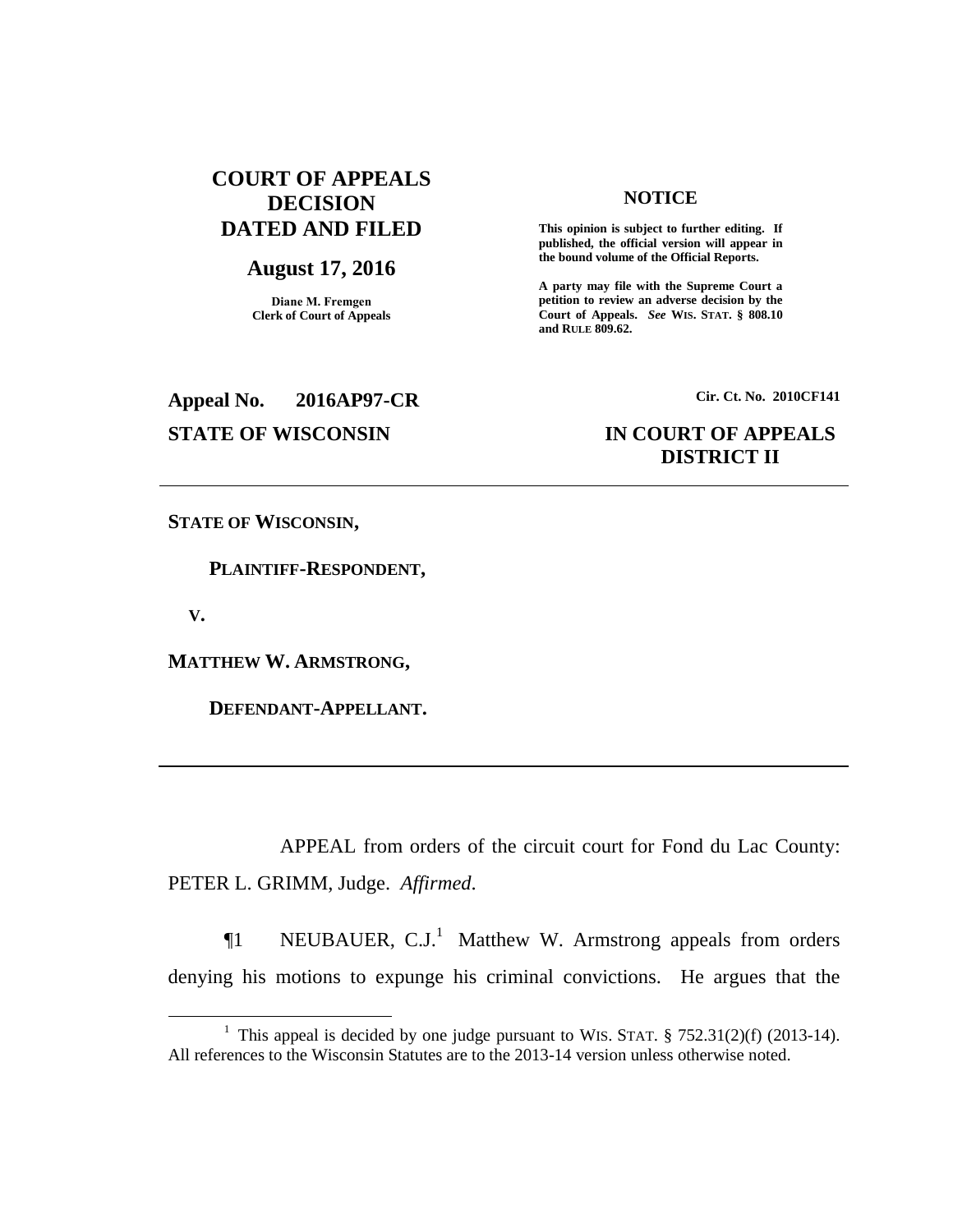**COURT OF APPEALS DECISION DATED AND FILED**

**August 17, 2016**

**Diane M. Fremgen**
**Clerk of Court of Appeals**

**NOTICE**

**This opinion is subject to further editing. If published, the official version will appear in the bound volume of the Official Reports.**

**A party may file with the Supreme Court a petition to review an adverse decision by the Court of Appeals.** ***See*** **WIS. STAT. § 808.10 and RULE 809.62.**

**Appeal No. 2016AP97-CR** **Cir. Ct. No. 2010CF141**

**STATE OF WISCONSIN** **IN COURT OF APPEALS**
**DISTRICT II**

---

**STATE OF WISCONSIN,**

**PLAINTIFF-RESPONDENT,**

**V.**

**MATTHEW W. ARMSTRONG,**

**DEFENDANT-APPELLANT.**

---

APPEAL from orders of the circuit court for Fond du Lac County: PETER L. GRIMM, Judge. *Affirmed*.

¶1 NEUBAUER, C.J.[1] Matthew W. Armstrong appeals from orders denying his motions to expunge his criminal convictions. He argues that the

---

[1] This appeal is decided by one judge pursuant to WIS. STAT. § 752.31(2)(f) (2013-14). All references to the Wisconsin Statutes are to the 2013-14 version unless otherwise noted.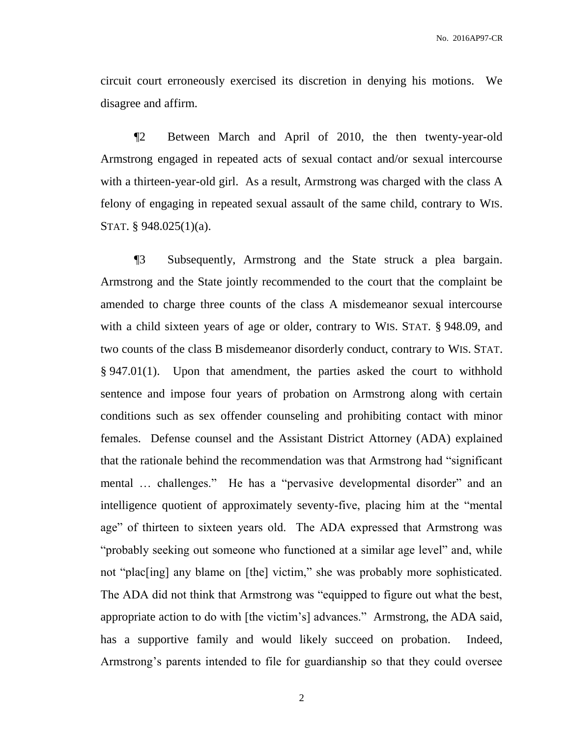circuit court erroneously exercised its discretion in denying his motions. We disagree and affirm.

¶2 Between March and April of 2010, the then twenty-year-old Armstrong engaged in repeated acts of sexual contact and/or sexual intercourse with a thirteen-year-old girl. As a result, Armstrong was charged with the class A felony of engaging in repeated sexual assault of the same child, contrary to WIS. STAT. § 948.025(1)(a).

¶3 Subsequently, Armstrong and the State struck a plea bargain. Armstrong and the State jointly recommended to the court that the complaint be amended to charge three counts of the class A misdemeanor sexual intercourse with a child sixteen years of age or older, contrary to WIS. STAT. § 948.09, and two counts of the class B misdemeanor disorderly conduct, contrary to WIS. STAT. § 947.01(1). Upon that amendment, the parties asked the court to withhold sentence and impose four years of probation on Armstrong along with certain conditions such as sex offender counseling and prohibiting contact with minor females. Defense counsel and the Assistant District Attorney (ADA) explained that the rationale behind the recommendation was that Armstrong had "significant mental … challenges." He has a "pervasive developmental disorder" and an intelligence quotient of approximately seventy-five, placing him at the "mental age" of thirteen to sixteen years old. The ADA expressed that Armstrong was "probably seeking out someone who functioned at a similar age level" and, while not "plac[ing] any blame on [the] victim," she was probably more sophisticated. The ADA did not think that Armstrong was "equipped to figure out what the best, appropriate action to do with [the victim's] advances." Armstrong, the ADA said, has a supportive family and would likely succeed on probation. Indeed, Armstrong's parents intended to file for guardianship so that they could oversee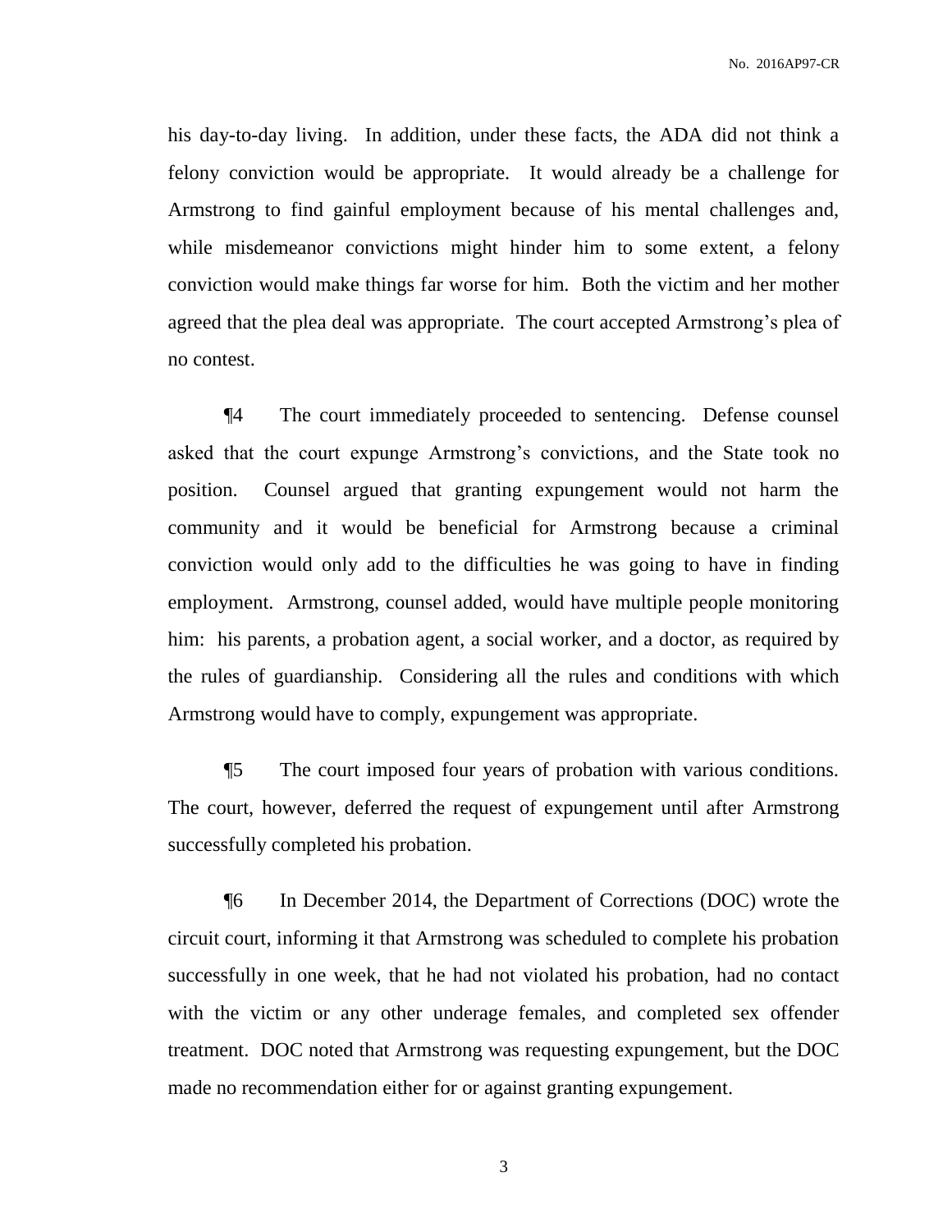his day-to-day living. In addition, under these facts, the ADA did not think a felony conviction would be appropriate. It would already be a challenge for Armstrong to find gainful employment because of his mental challenges and, while misdemeanor convictions might hinder him to some extent, a felony conviction would make things far worse for him. Both the victim and her mother agreed that the plea deal was appropriate. The court accepted Armstrong's plea of no contest.

¶4 The court immediately proceeded to sentencing. Defense counsel asked that the court expunge Armstrong's convictions, and the State took no position. Counsel argued that granting expungement would not harm the community and it would be beneficial for Armstrong because a criminal conviction would only add to the difficulties he was going to have in finding employment. Armstrong, counsel added, would have multiple people monitoring him: his parents, a probation agent, a social worker, and a doctor, as required by the rules of guardianship. Considering all the rules and conditions with which Armstrong would have to comply, expungement was appropriate.

¶5 The court imposed four years of probation with various conditions. The court, however, deferred the request of expungement until after Armstrong successfully completed his probation.

¶6 In December 2014, the Department of Corrections (DOC) wrote the circuit court, informing it that Armstrong was scheduled to complete his probation successfully in one week, that he had not violated his probation, had no contact with the victim or any other underage females, and completed sex offender treatment. DOC noted that Armstrong was requesting expungement, but the DOC made no recommendation either for or against granting expungement.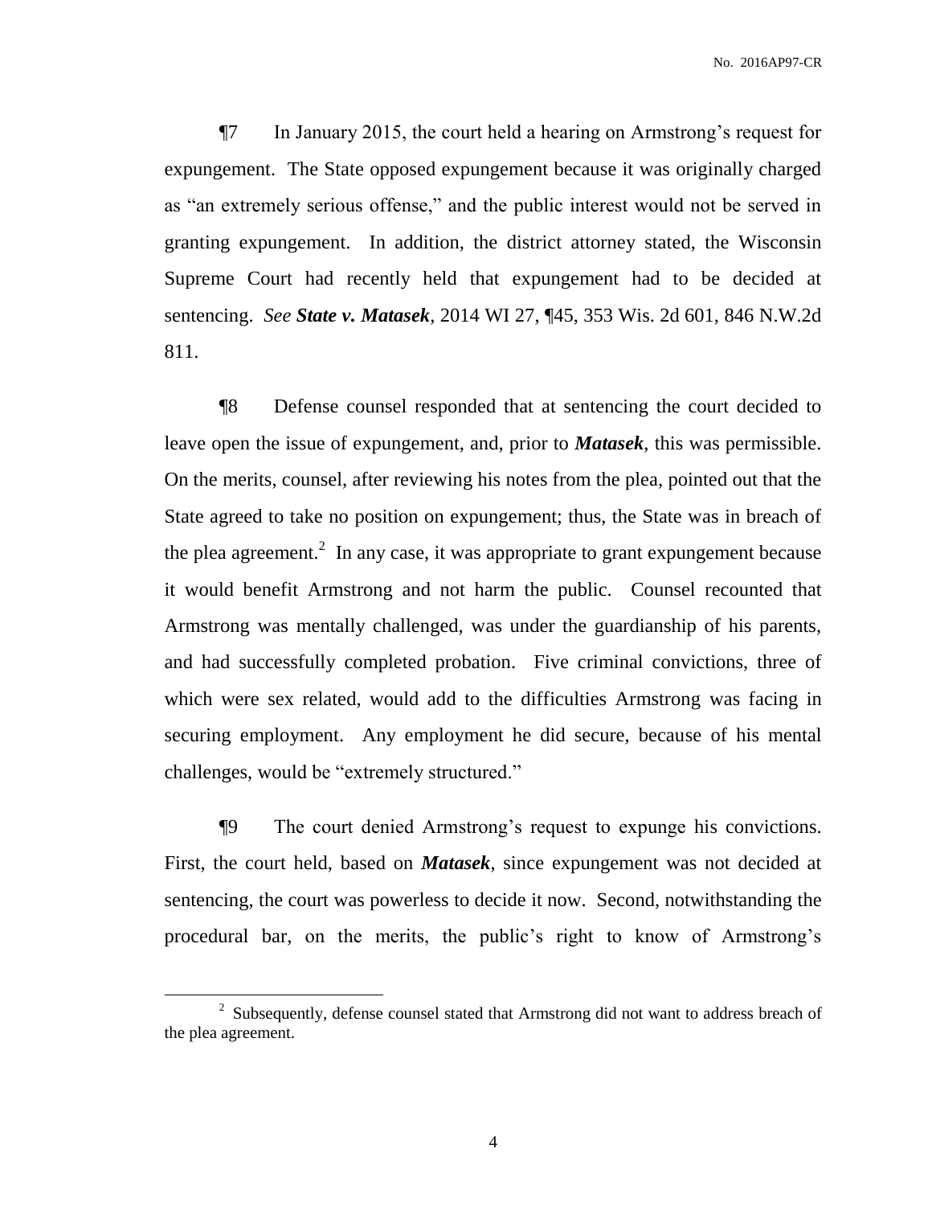¶7 In January 2015, the court held a hearing on Armstrong's request for expungement. The State opposed expungement because it was originally charged as "an extremely serious offense," and the public interest would not be served in granting expungement. In addition, the district attorney stated, the Wisconsin Supreme Court had recently held that expungement had to be decided at sentencing. *See **State v. Matasek***, 2014 WI 27, ¶45, 353 Wis. 2d 601, 846 N.W.2d 811.

¶8 Defense counsel responded that at sentencing the court decided to leave open the issue of expungement, and, prior to ***Matasek***, this was permissible. On the merits, counsel, after reviewing his notes from the plea, pointed out that the State agreed to take no position on expungement; thus, the State was in breach of the plea agreement.[2] In any case, it was appropriate to grant expungement because it would benefit Armstrong and not harm the public. Counsel recounted that Armstrong was mentally challenged, was under the guardianship of his parents, and had successfully completed probation. Five criminal convictions, three of which were sex related, would add to the difficulties Armstrong was facing in securing employment. Any employment he did secure, because of his mental challenges, would be "extremely structured."

¶9 The court denied Armstrong's request to expunge his convictions. First, the court held, based on ***Matasek***, since expungement was not decided at sentencing, the court was powerless to decide it now. Second, notwithstanding the procedural bar, on the merits, the public's right to know of Armstrong's

[2] Subsequently, defense counsel stated that Armstrong did not want to address breach of the plea agreement.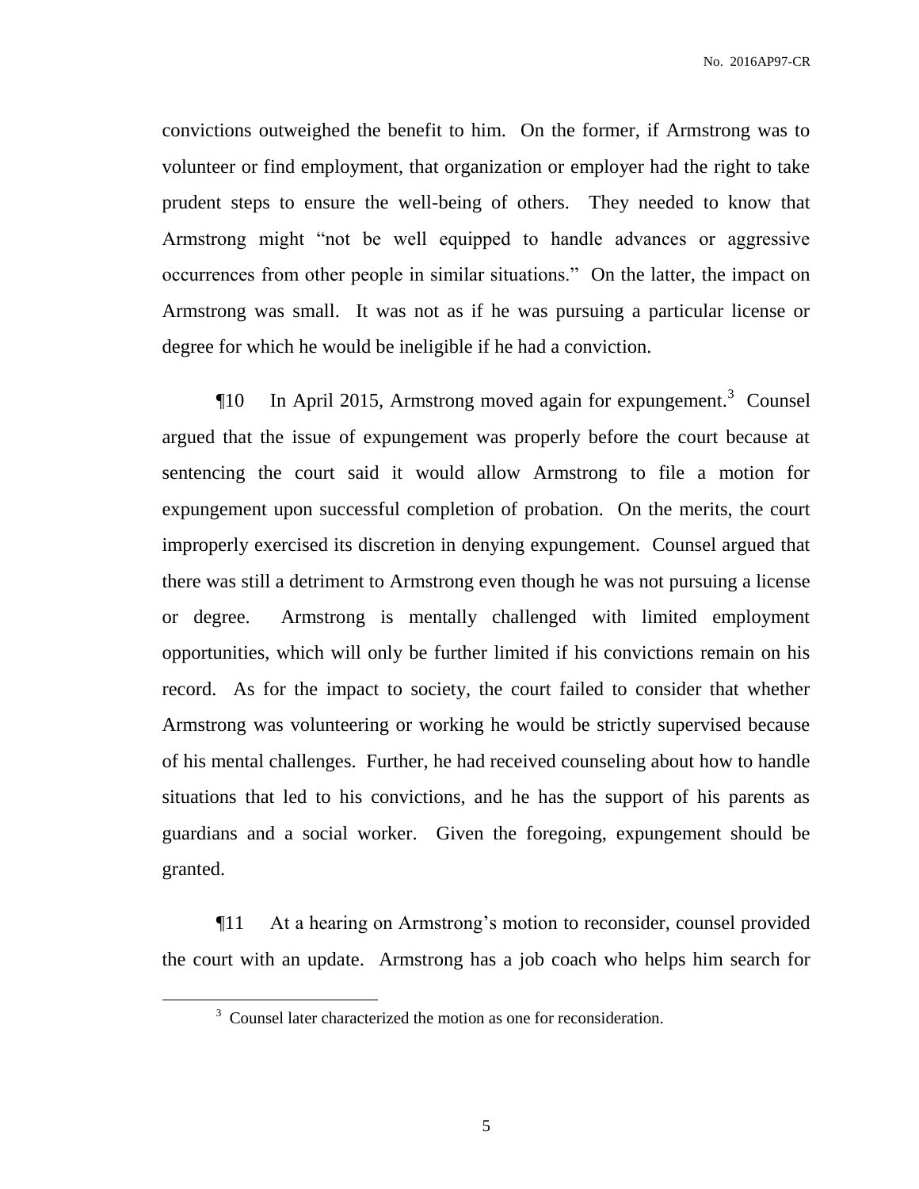convictions outweighed the benefit to him. On the former, if Armstrong was to volunteer or find employment, that organization or employer had the right to take prudent steps to ensure the well-being of others. They needed to know that Armstrong might "not be well equipped to handle advances or aggressive occurrences from other people in similar situations." On the latter, the impact on Armstrong was small. It was not as if he was pursuing a particular license or degree for which he would be ineligible if he had a conviction.

¶10 In April 2015, Armstrong moved again for expungement.[3] Counsel argued that the issue of expungement was properly before the court because at sentencing the court said it would allow Armstrong to file a motion for expungement upon successful completion of probation. On the merits, the court improperly exercised its discretion in denying expungement. Counsel argued that there was still a detriment to Armstrong even though he was not pursuing a license or degree. Armstrong is mentally challenged with limited employment opportunities, which will only be further limited if his convictions remain on his record. As for the impact to society, the court failed to consider that whether Armstrong was volunteering or working he would be strictly supervised because of his mental challenges. Further, he had received counseling about how to handle situations that led to his convictions, and he has the support of his parents as guardians and a social worker. Given the foregoing, expungement should be granted.

¶11 At a hearing on Armstrong's motion to reconsider, counsel provided the court with an update. Armstrong has a job coach who helps him search for

[3] Counsel later characterized the motion as one for reconsideration.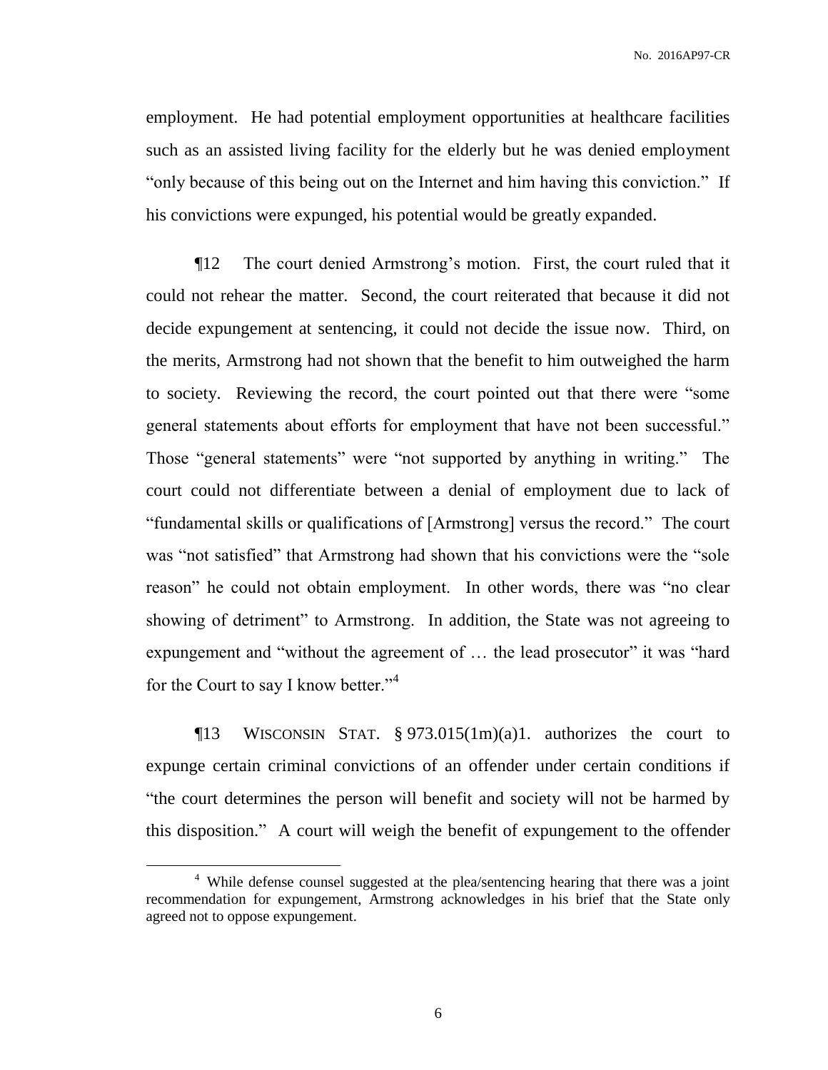employment. He had potential employment opportunities at healthcare facilities such as an assisted living facility for the elderly but he was denied employment "only because of this being out on the Internet and him having this conviction." If his convictions were expunged, his potential would be greatly expanded.

¶12 The court denied Armstrong's motion. First, the court ruled that it could not rehear the matter. Second, the court reiterated that because it did not decide expungement at sentencing, it could not decide the issue now. Third, on the merits, Armstrong had not shown that the benefit to him outweighed the harm to society. Reviewing the record, the court pointed out that there were "some general statements about efforts for employment that have not been successful." Those "general statements" were "not supported by anything in writing." The court could not differentiate between a denial of employment due to lack of "fundamental skills or qualifications of [Armstrong] versus the record." The court was "not satisfied" that Armstrong had shown that his convictions were the "sole reason" he could not obtain employment. In other words, there was "no clear showing of detriment" to Armstrong. In addition, the State was not agreeing to expungement and "without the agreement of … the lead prosecutor" it was "hard for the Court to say I know better."[4]

¶13 WISCONSIN STAT. § 973.015(1m)(a)1. authorizes the court to expunge certain criminal convictions of an offender under certain conditions if "the court determines the person will benefit and society will not be harmed by this disposition." A court will weigh the benefit of expungement to the offender

---

[4] While defense counsel suggested at the plea/sentencing hearing that there was a joint recommendation for expungement, Armstrong acknowledges in his brief that the State only agreed not to oppose expungement.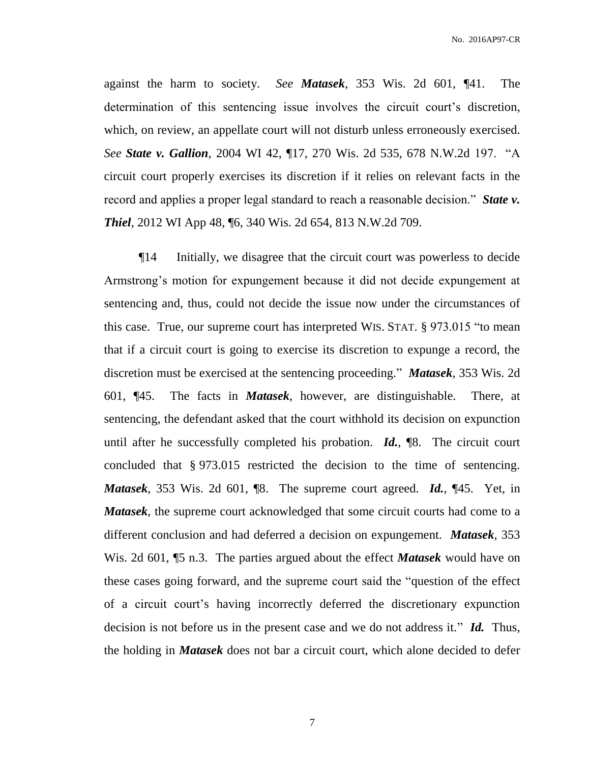against the harm to society. *See* ***Matasek***, 353 Wis. 2d 601, ¶41. The determination of this sentencing issue involves the circuit court's discretion, which, on review, an appellate court will not disturb unless erroneously exercised. *See* ***State v. Gallion***, 2004 WI 42, ¶17, 270 Wis. 2d 535, 678 N.W.2d 197. "A circuit court properly exercises its discretion if it relies on relevant facts in the record and applies a proper legal standard to reach a reasonable decision." ***State v. Thiel***, 2012 WI App 48, ¶6, 340 Wis. 2d 654, 813 N.W.2d 709.

¶14 Initially, we disagree that the circuit court was powerless to decide Armstrong's motion for expungement because it did not decide expungement at sentencing and, thus, could not decide the issue now under the circumstances of this case. True, our supreme court has interpreted WIS. STAT. § 973.015 "to mean that if a circuit court is going to exercise its discretion to expunge a record, the discretion must be exercised at the sentencing proceeding." ***Matasek***, 353 Wis. 2d 601, ¶45. The facts in ***Matasek***, however, are distinguishable. There, at sentencing, the defendant asked that the court withhold its decision on expunction until after he successfully completed his probation. ***Id.***, ¶8. The circuit court concluded that § 973.015 restricted the decision to the time of sentencing. ***Matasek***, 353 Wis. 2d 601, ¶8. The supreme court agreed. ***Id.***, ¶45. Yet, in ***Matasek***, the supreme court acknowledged that some circuit courts had come to a different conclusion and had deferred a decision on expungement. ***Matasek***, 353 Wis. 2d 601, ¶5 n.3. The parties argued about the effect ***Matasek*** would have on these cases going forward, and the supreme court said the "question of the effect of a circuit court's having incorrectly deferred the discretionary expunction decision is not before us in the present case and we do not address it." ***Id.*** Thus, the holding in ***Matasek*** does not bar a circuit court, which alone decided to defer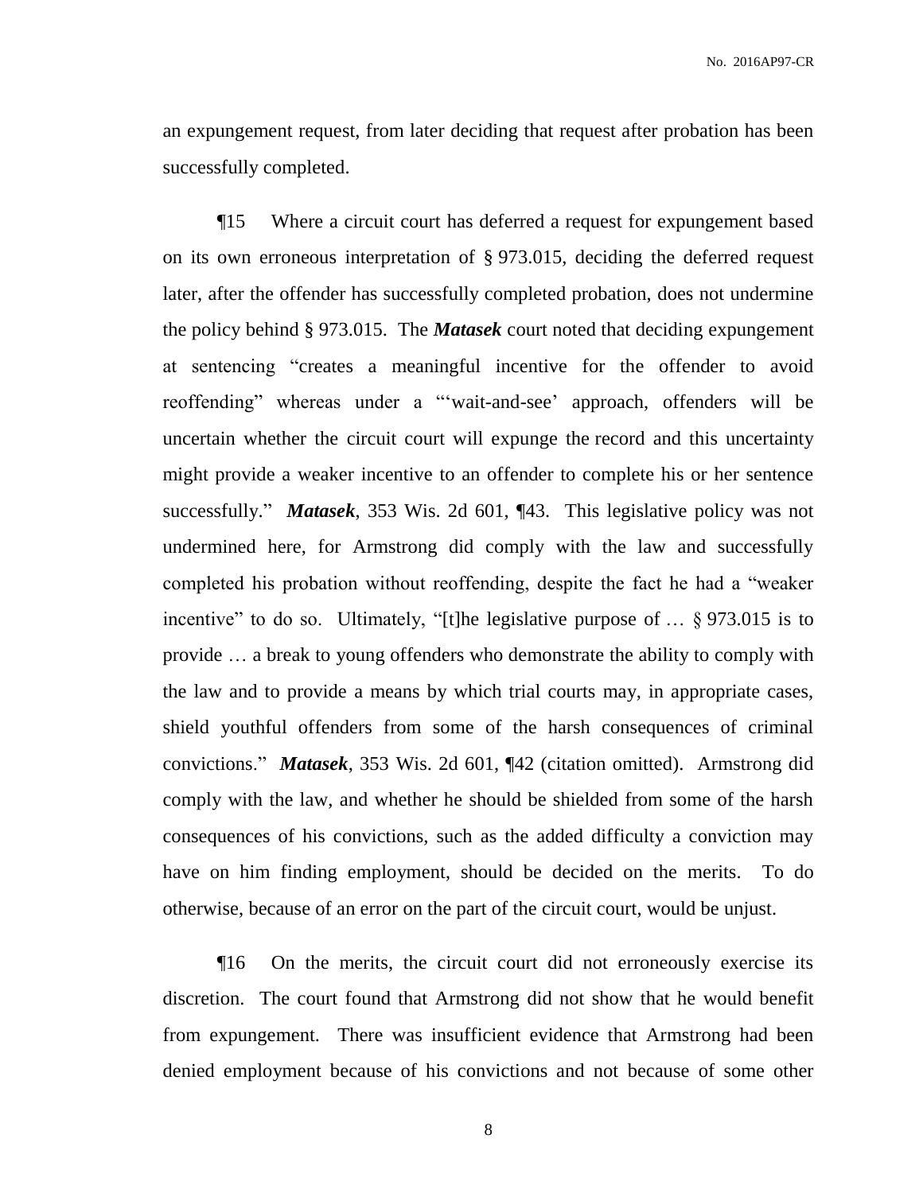an expungement request, from later deciding that request after probation has been successfully completed.

¶15 Where a circuit court has deferred a request for expungement based on its own erroneous interpretation of § 973.015, deciding the deferred request later, after the offender has successfully completed probation, does not undermine the policy behind § 973.015. The ***Matasek*** court noted that deciding expungement at sentencing "creates a meaningful incentive for the offender to avoid reoffending" whereas under a "'wait-and-see' approach, offenders will be uncertain whether the circuit court will expunge the record and this uncertainty might provide a weaker incentive to an offender to complete his or her sentence successfully." ***Matasek***, 353 Wis. 2d 601, ¶43. This legislative policy was not undermined here, for Armstrong did comply with the law and successfully completed his probation without reoffending, despite the fact he had a "weaker incentive" to do so. Ultimately, "[t]he legislative purpose of … § 973.015 is to provide … a break to young offenders who demonstrate the ability to comply with the law and to provide a means by which trial courts may, in appropriate cases, shield youthful offenders from some of the harsh consequences of criminal convictions." ***Matasek***, 353 Wis. 2d 601, ¶42 (citation omitted). Armstrong did comply with the law, and whether he should be shielded from some of the harsh consequences of his convictions, such as the added difficulty a conviction may have on him finding employment, should be decided on the merits. To do otherwise, because of an error on the part of the circuit court, would be unjust.

¶16 On the merits, the circuit court did not erroneously exercise its discretion. The court found that Armstrong did not show that he would benefit from expungement. There was insufficient evidence that Armstrong had been denied employment because of his convictions and not because of some other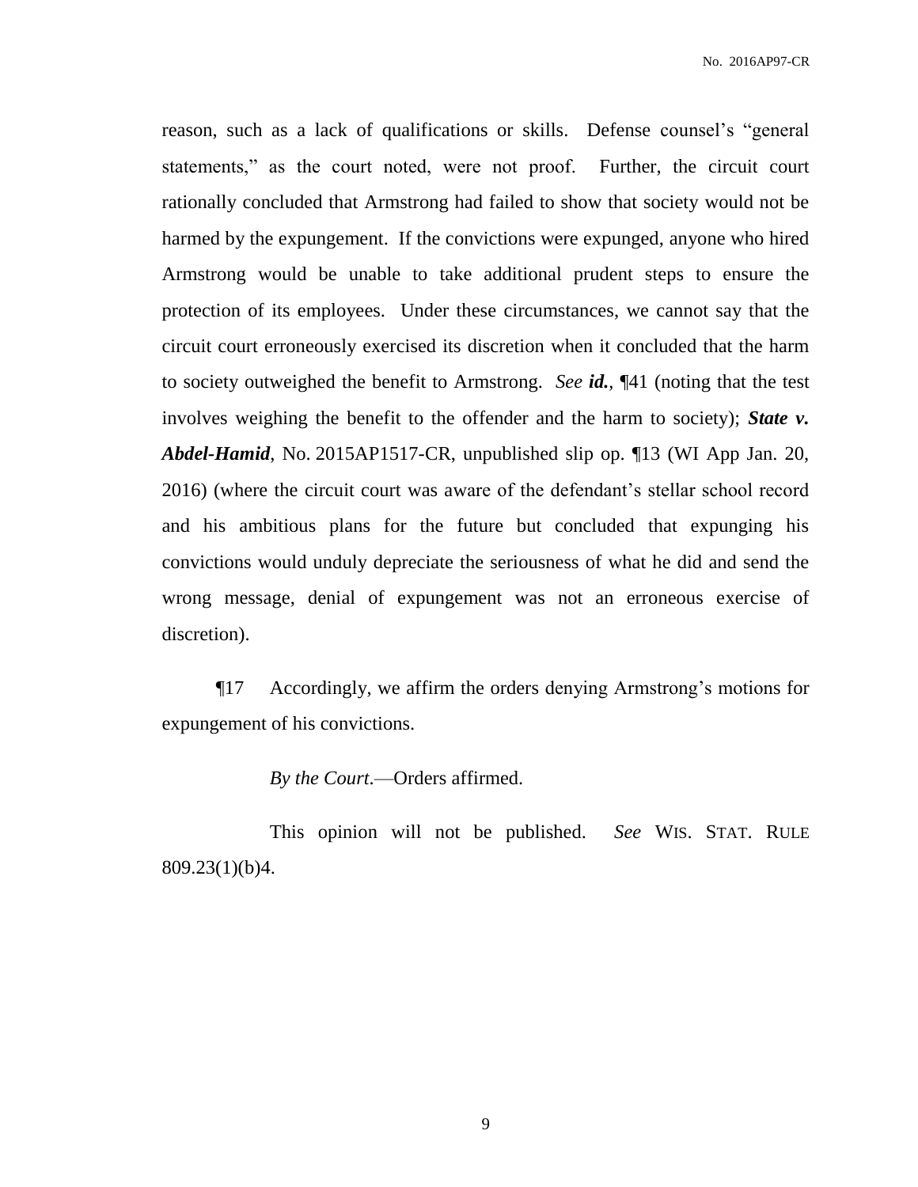reason, such as a lack of qualifications or skills. Defense counsel's "general statements," as the court noted, were not proof. Further, the circuit court rationally concluded that Armstrong had failed to show that society would not be harmed by the expungement. If the convictions were expunged, anyone who hired Armstrong would be unable to take additional prudent steps to ensure the protection of its employees. Under these circumstances, we cannot say that the circuit court erroneously exercised its discretion when it concluded that the harm to society outweighed the benefit to Armstrong. *See* ***id.***, ¶41 (noting that the test involves weighing the benefit to the offender and the harm to society); ***State v. Abdel-Hamid***, No. 2015AP1517-CR, unpublished slip op. ¶13 (WI App Jan. 20, 2016) (where the circuit court was aware of the defendant's stellar school record and his ambitious plans for the future but concluded that expunging his convictions would unduly depreciate the seriousness of what he did and send the wrong message, denial of expungement was not an erroneous exercise of discretion).

¶17 Accordingly, we affirm the orders denying Armstrong's motions for expungement of his convictions.

*By the Court*.—Orders affirmed.

This opinion will not be published. *See* WIS. STAT. RULE 809.23(1)(b)4.